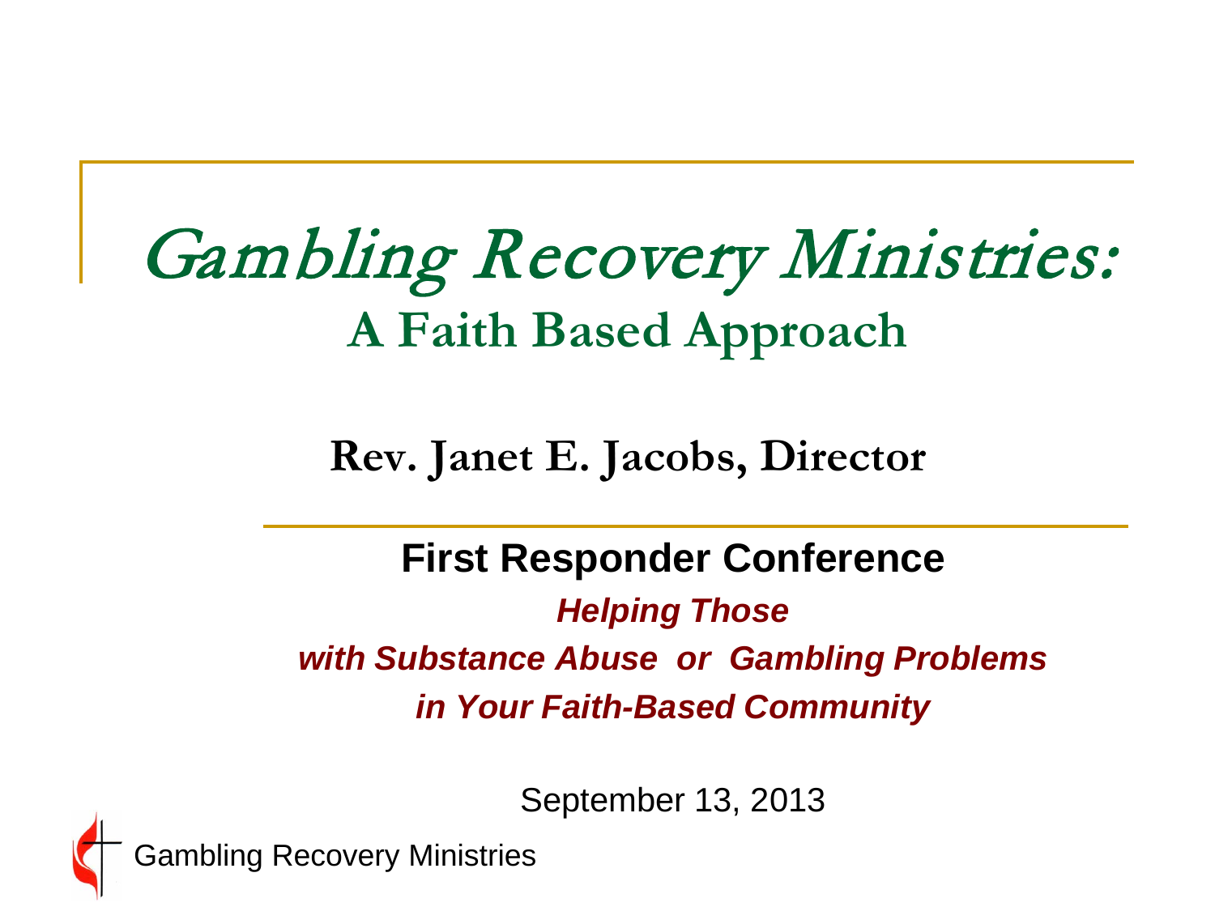# Gambling Recovery Ministries:

## A Faith Based Approach

**Rev. Janet E. Jacobs, Director**

**First Responder Conference**

***Helping Those***

***with Substance Abuse or Gambling Problems***

***in Your Faith-Based Community***

September 13, 2013

Gambling Recovery Ministries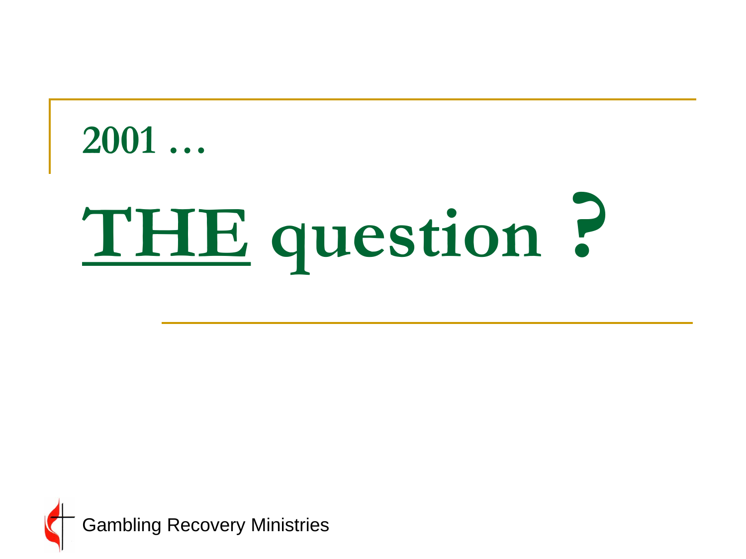## 2001 …

# THE question ?

Gambling Recovery Ministries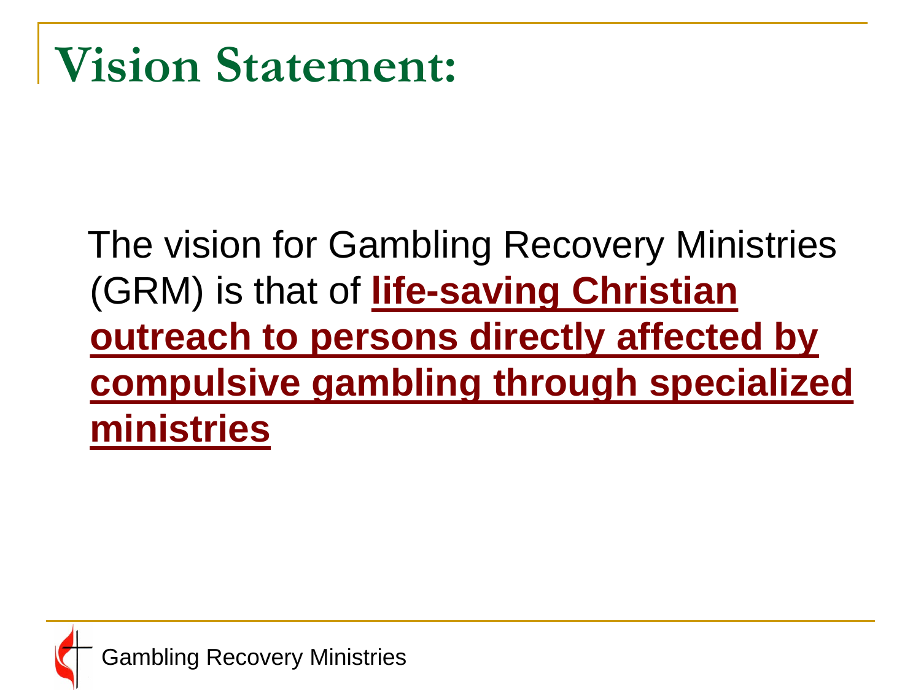# Vision Statement:

The vision for Gambling Recovery Ministries (GRM) is that of **life-saving Christian outreach to persons directly affected by compulsive gambling through specialized ministries**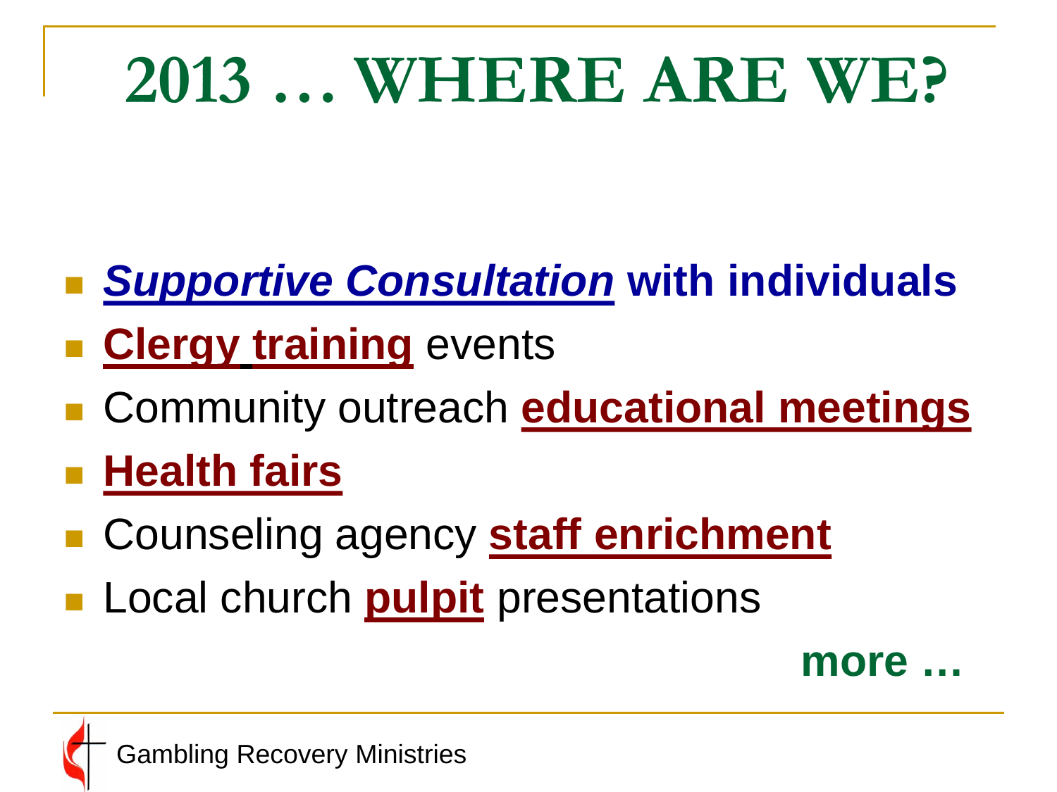# 2013 … WHERE ARE WE?

- ***Supportive Consultation*** **with individuals**
- **Clergy training** events
- Community outreach **educational meetings**
- **Health fairs**
- Counseling agency **staff enrichment**
- Local church **pulpit** presentations

**more …**

Gambling Recovery Ministries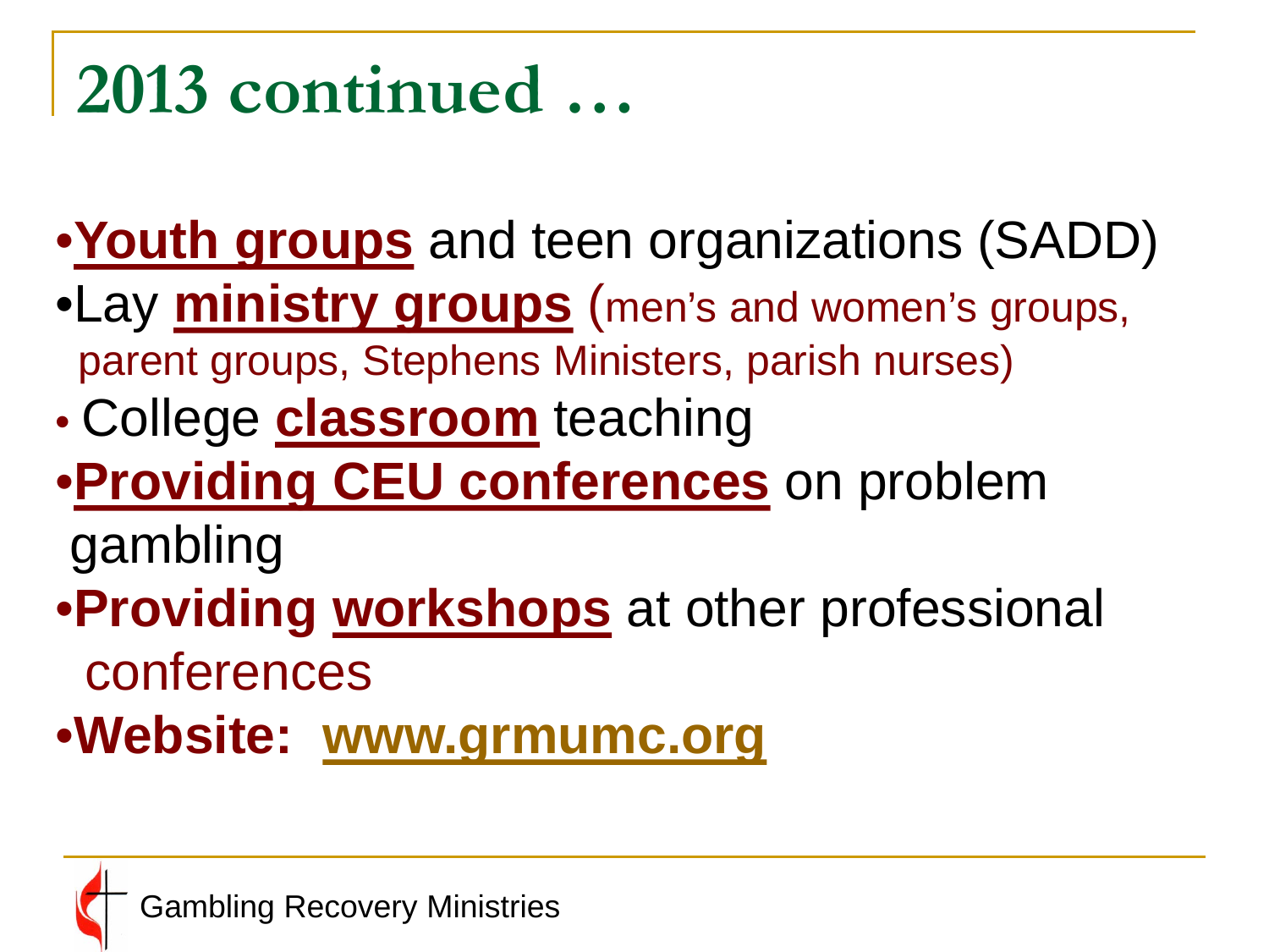# 2013 continued …

- **Youth groups** and teen organizations (SADD)
- Lay **ministry groups** (men's and women's groups, parent groups, Stephens Ministers, parish nurses)
- College **classroom** teaching
- **Providing CEU conferences** on problem gambling
- **Providing workshops** at other professional conferences
- **Website: www.grmumc.org**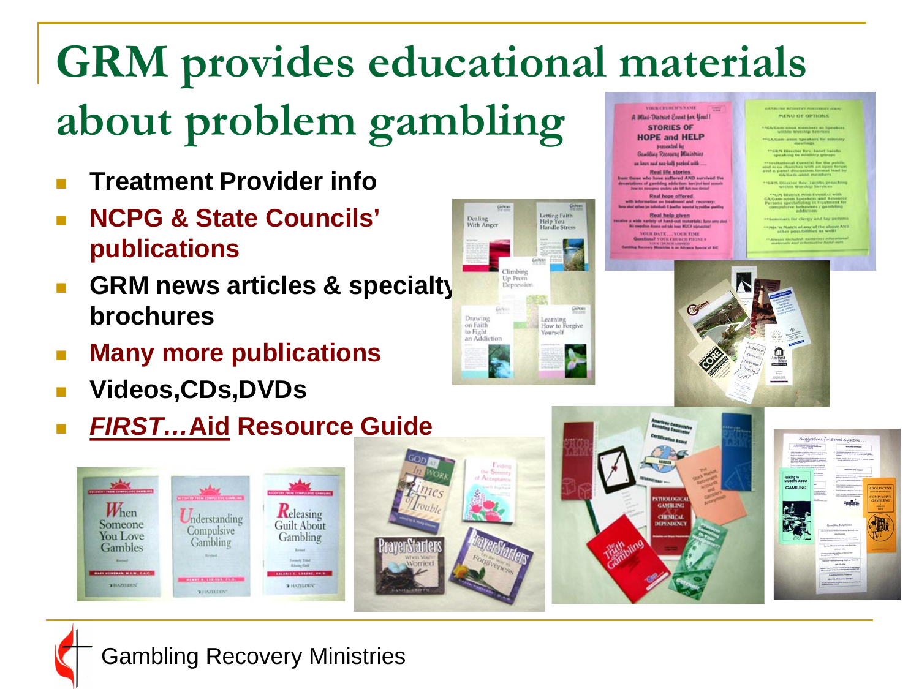# GRM provides educational materials about problem gambling

- **Treatment Provider info**
- **NCPG & State Councils' publications**
- **GRM news articles & specialty brochures**
- **Many more publications**
- **Videos,CDs,DVDs**
- ***FIRST…*Aid Resource Guide**

Gambling Recovery Ministries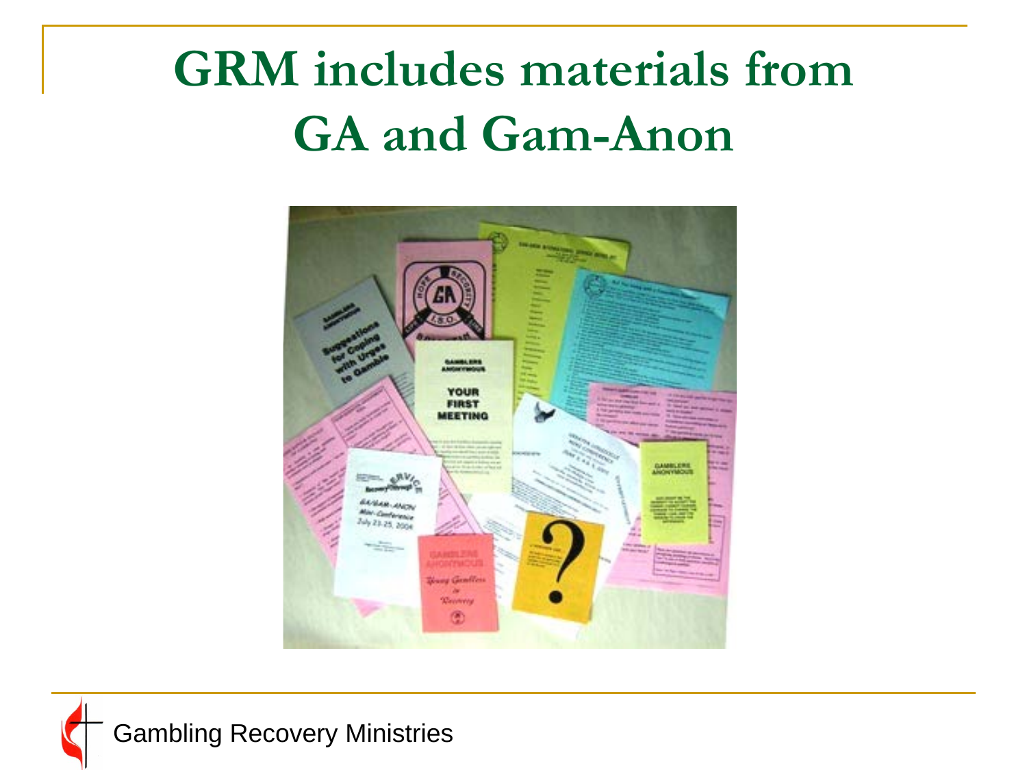# GRM includes materials from GA and Gam-Anon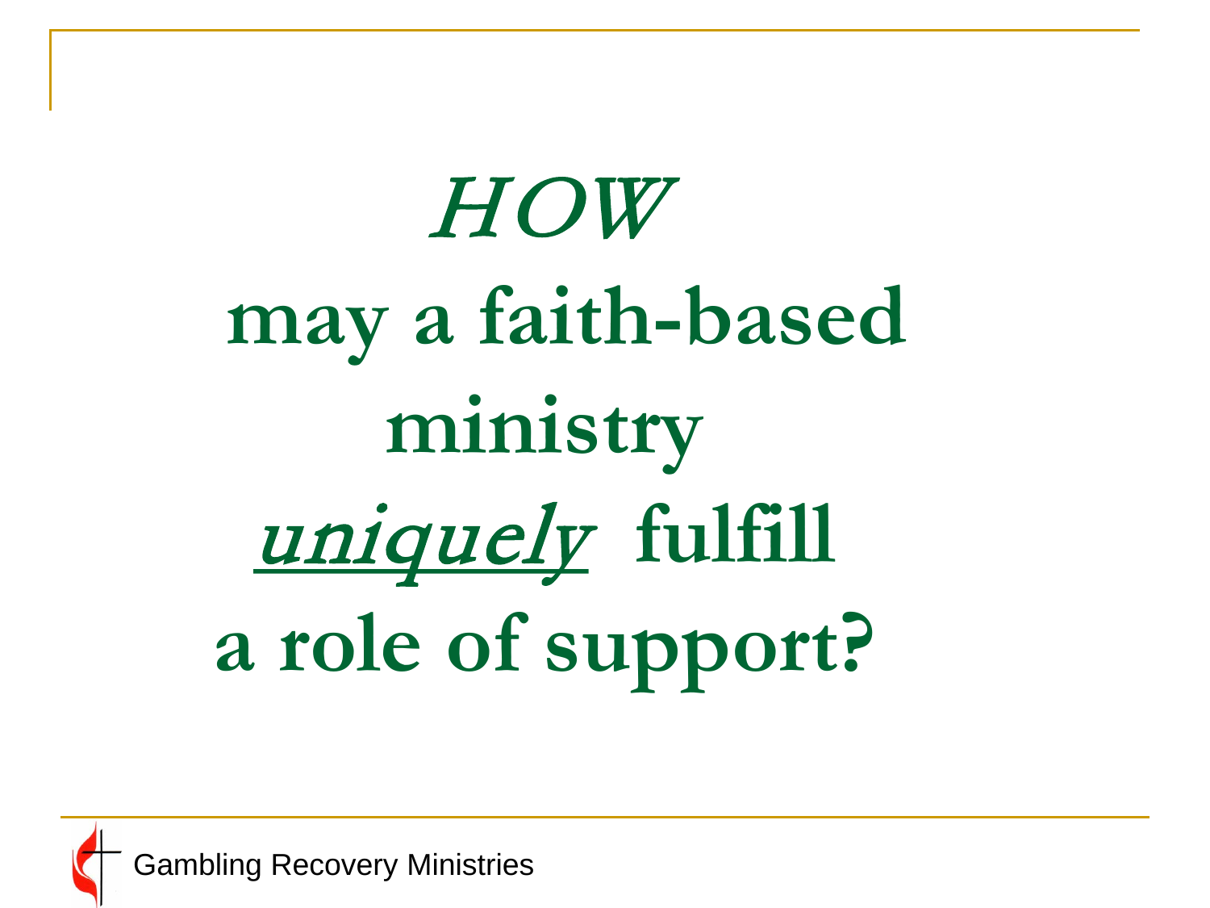# *HOW* may a faith-based ministry ***uniquely*** fulfill a role of support?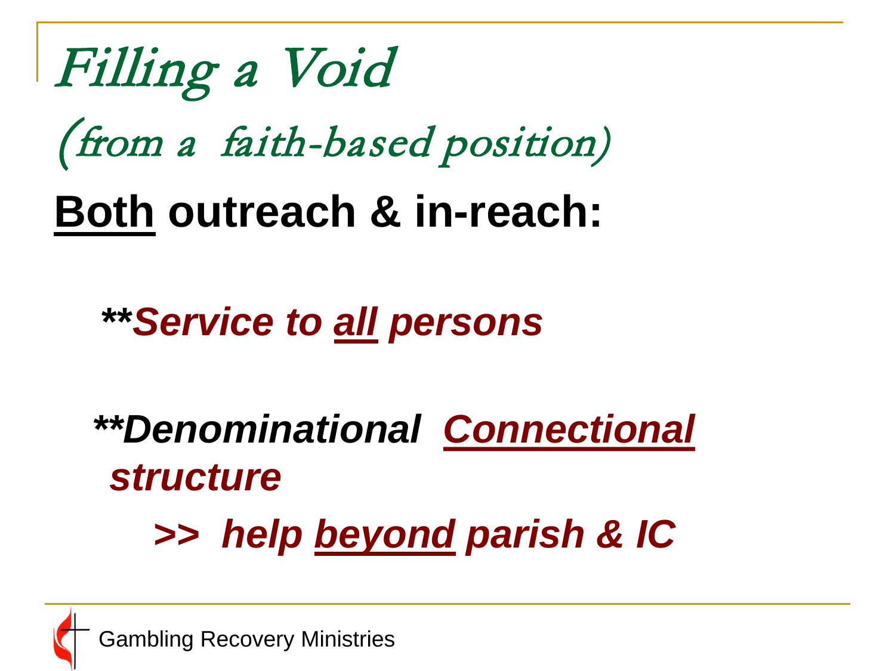# *Filling a Void*

*(from a faith-based position)*

**Both outreach & in-reach:**

***Service to all persons**

***Denominational Connectional structure**

***>> help beyond parish & IC***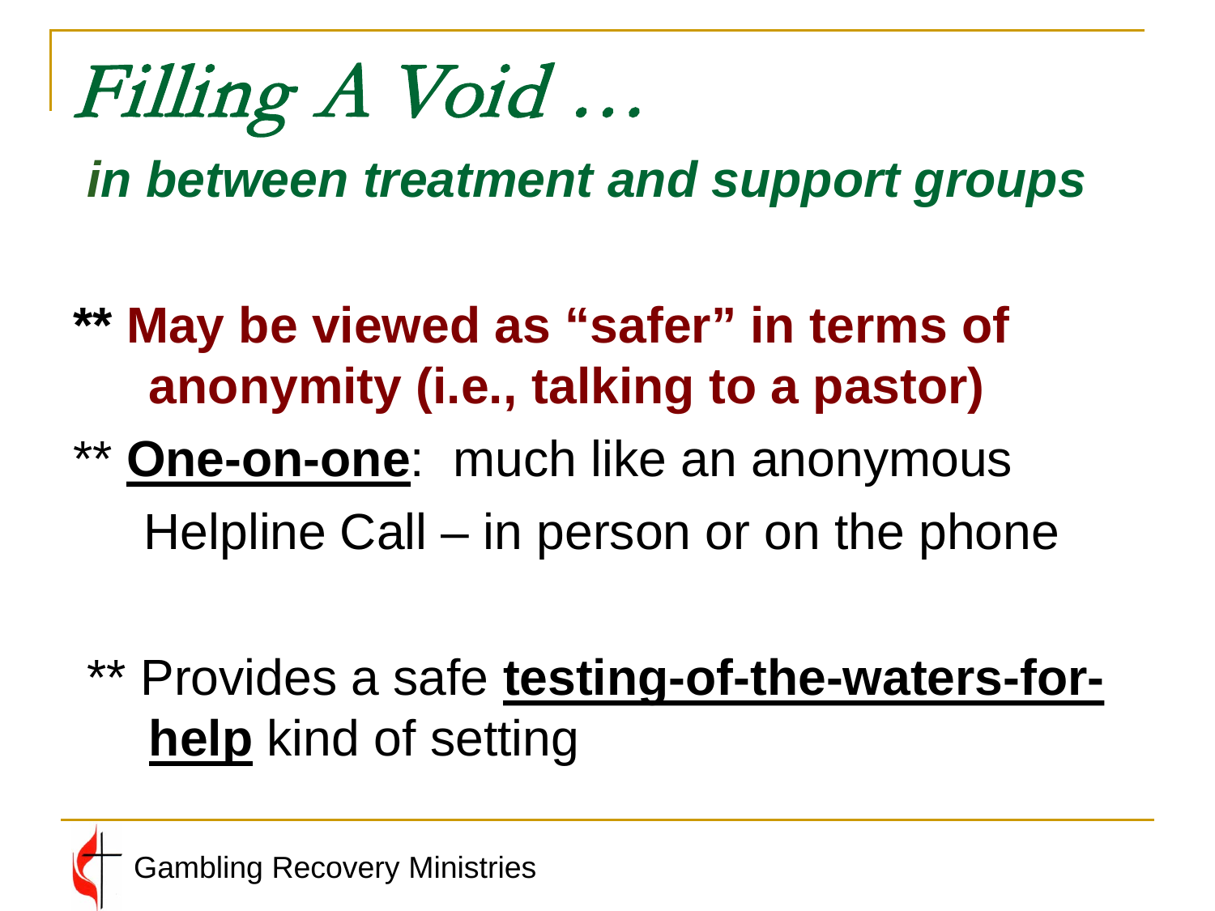# *Filling A Void …*

***in between treatment and support groups***

**\*\* May be viewed as "safer" in terms of anonymity (i.e., talking to a pastor)**

\*\* **One-on-one**: much like an anonymous Helpline Call – in person or on the phone

\*\* Provides a safe **testing-of-the-waters-for-help** kind of setting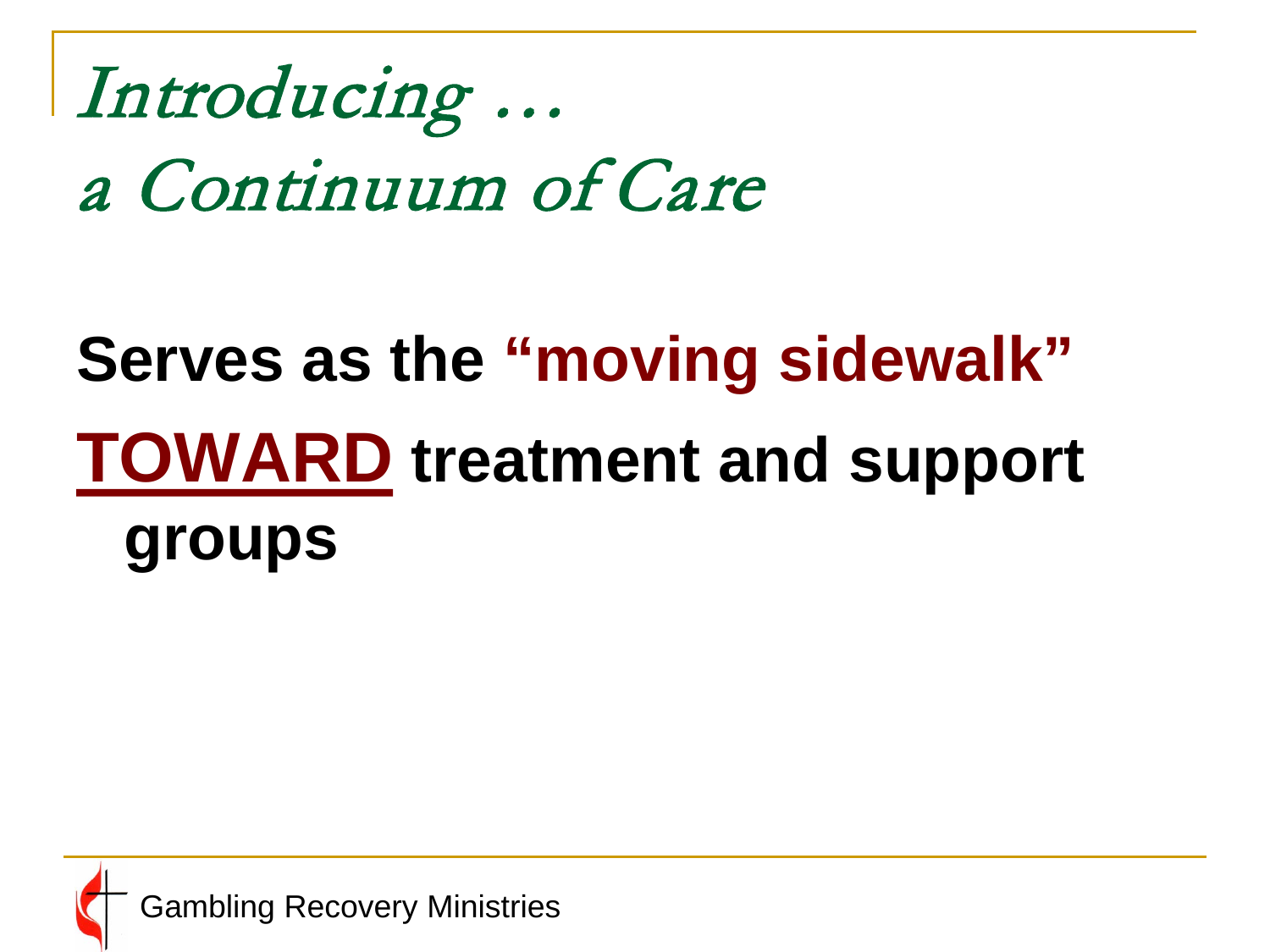# *Introducing …*
# *a Continuum of Care*

**Serves as the "moving sidewalk" TOWARD treatment and support groups**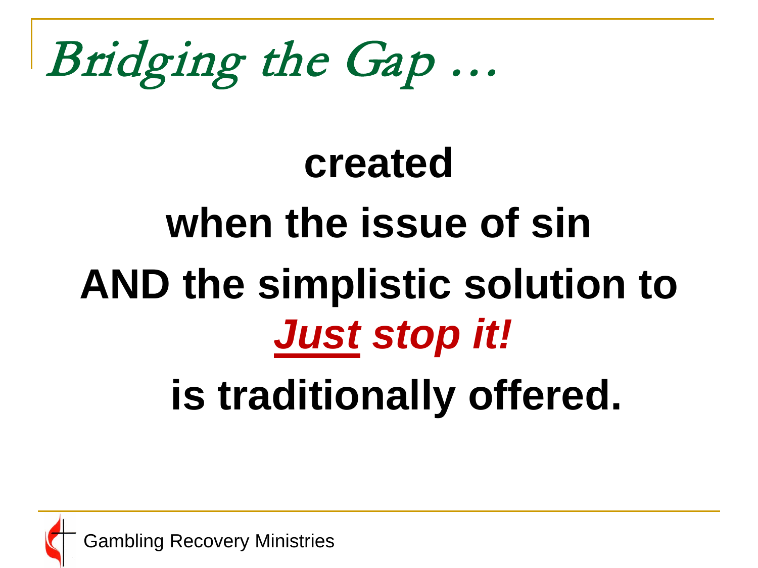# *Bridging the Gap …*

**created**

**when the issue of sin**

**AND the simplistic solution to**

***<u>Just</u> stop it!***

**is traditionally offered.**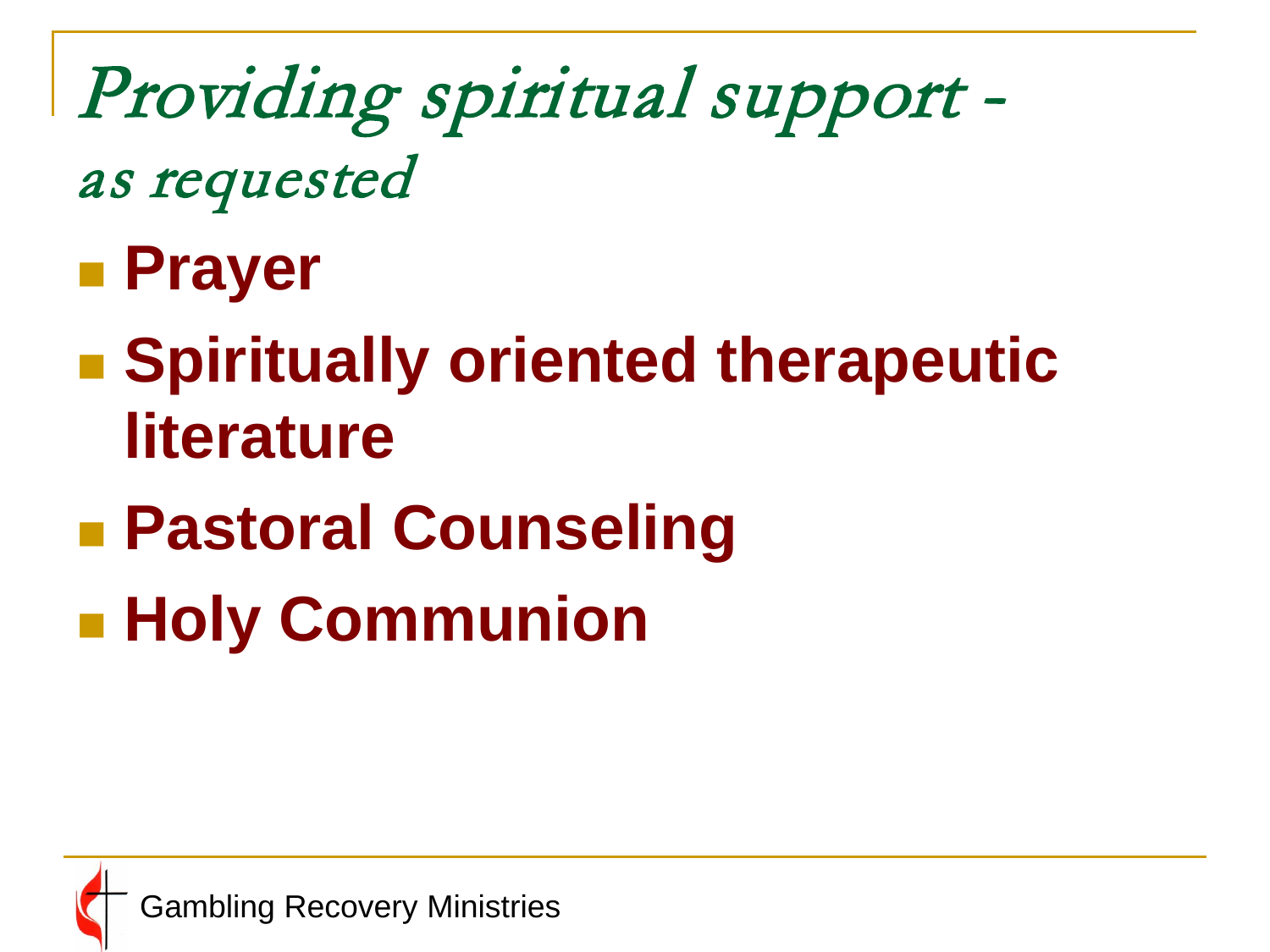# *Providing spiritual support - as requested*

- **Prayer**
- **Spiritually oriented therapeutic literature**
- **Pastoral Counseling**
- **Holy Communion**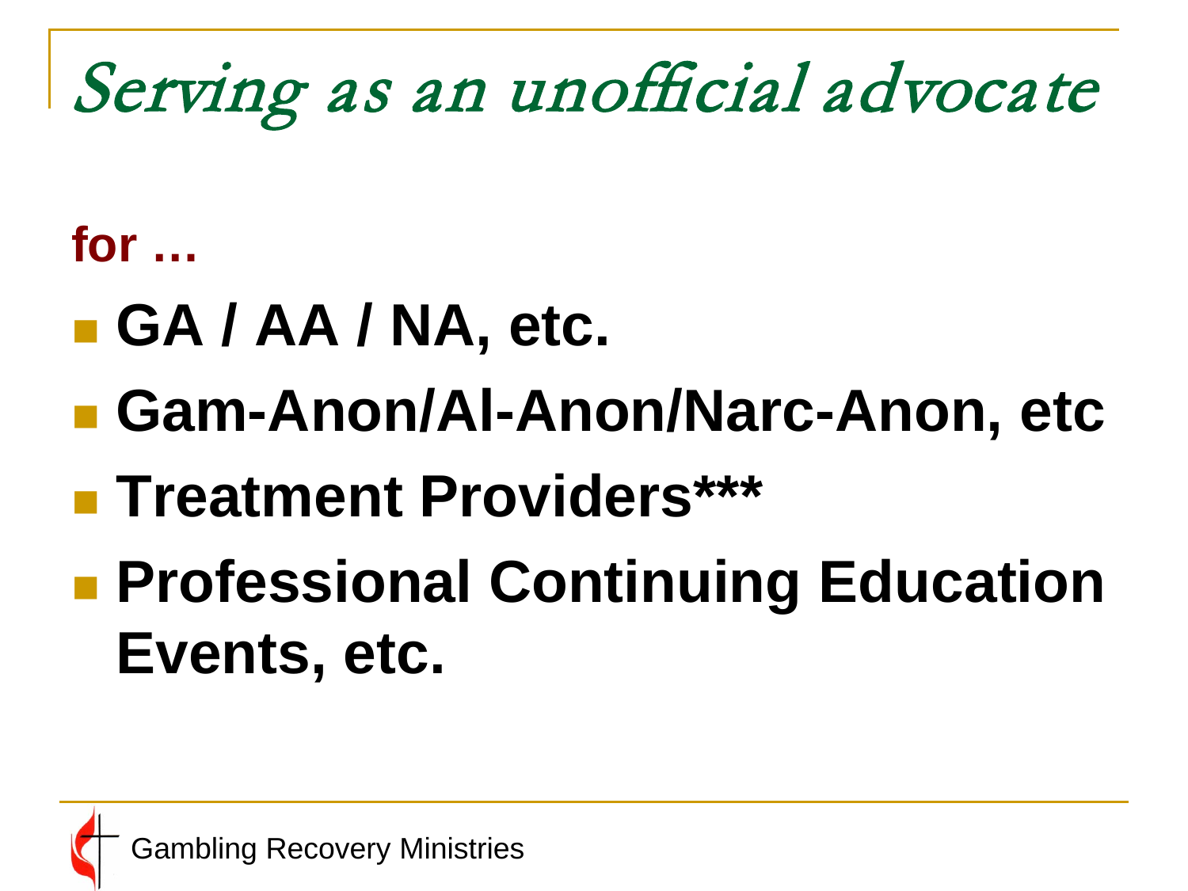# Serving as an unofficial advocate

**for …**

- **GA / AA / NA, etc.**
- **Gam-Anon/Al-Anon/Narc-Anon, etc**
- **Treatment Providers*****
- **Professional Continuing Education Events, etc.**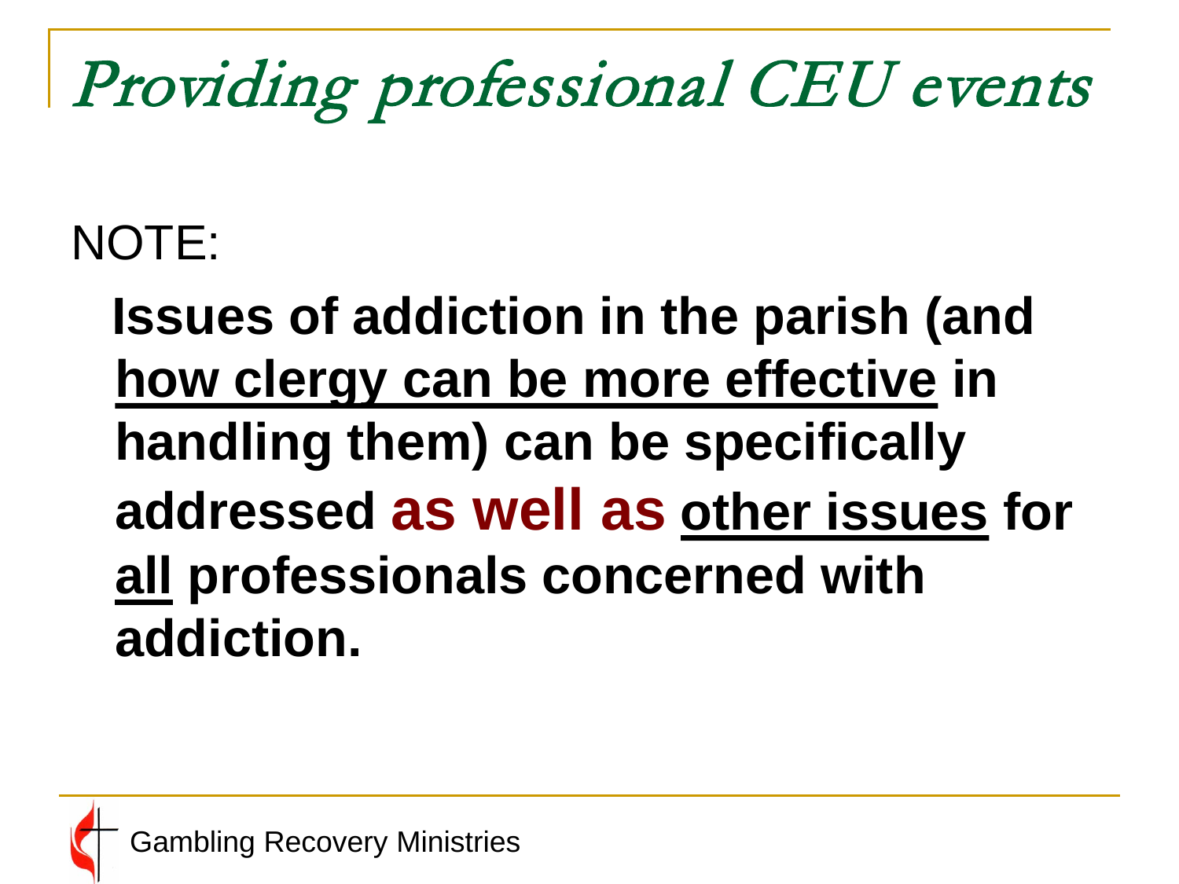# Providing professional CEU events

NOTE:

**Issues of addiction in the parish (and how clergy can be more effective in handling them) can be specifically addressed as well as other issues for all professionals concerned with addiction.**

Gambling Recovery Ministries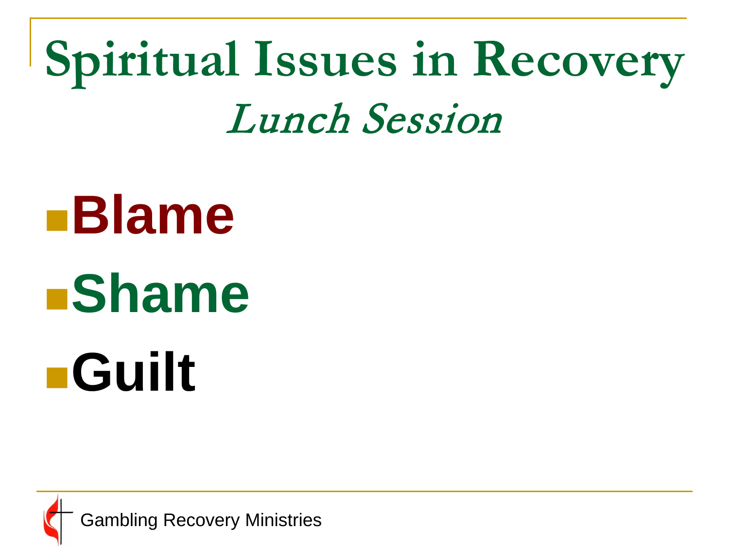# Spiritual Issues in Recovery

## *Lunch Session*

- **Blame**
- **Shame**
- **Guilt**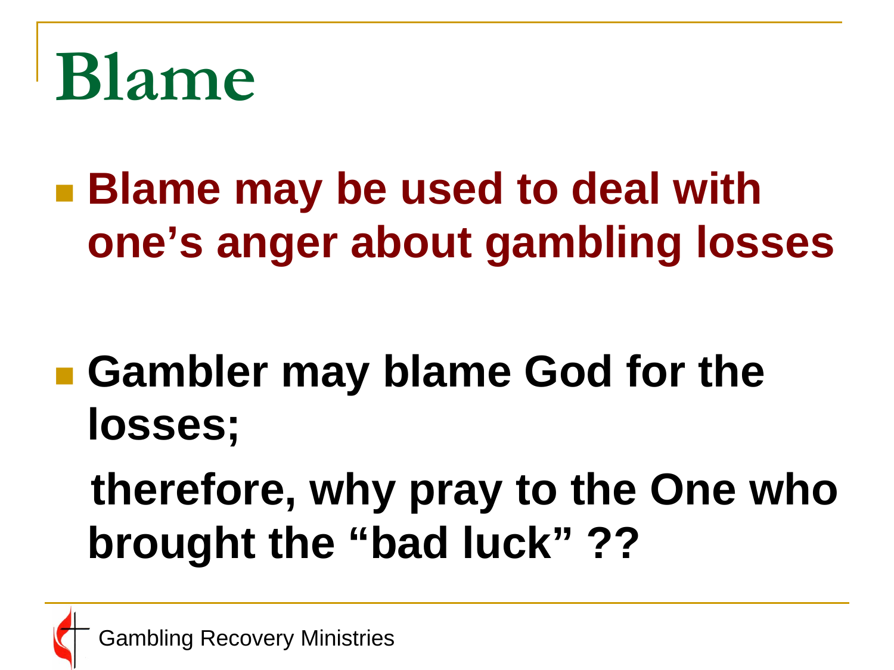# Blame

- **Blame may be used to deal with one's anger about gambling losses**

- **Gambler may blame God for the losses;**

  **therefore, why pray to the One who brought the "bad luck" ??**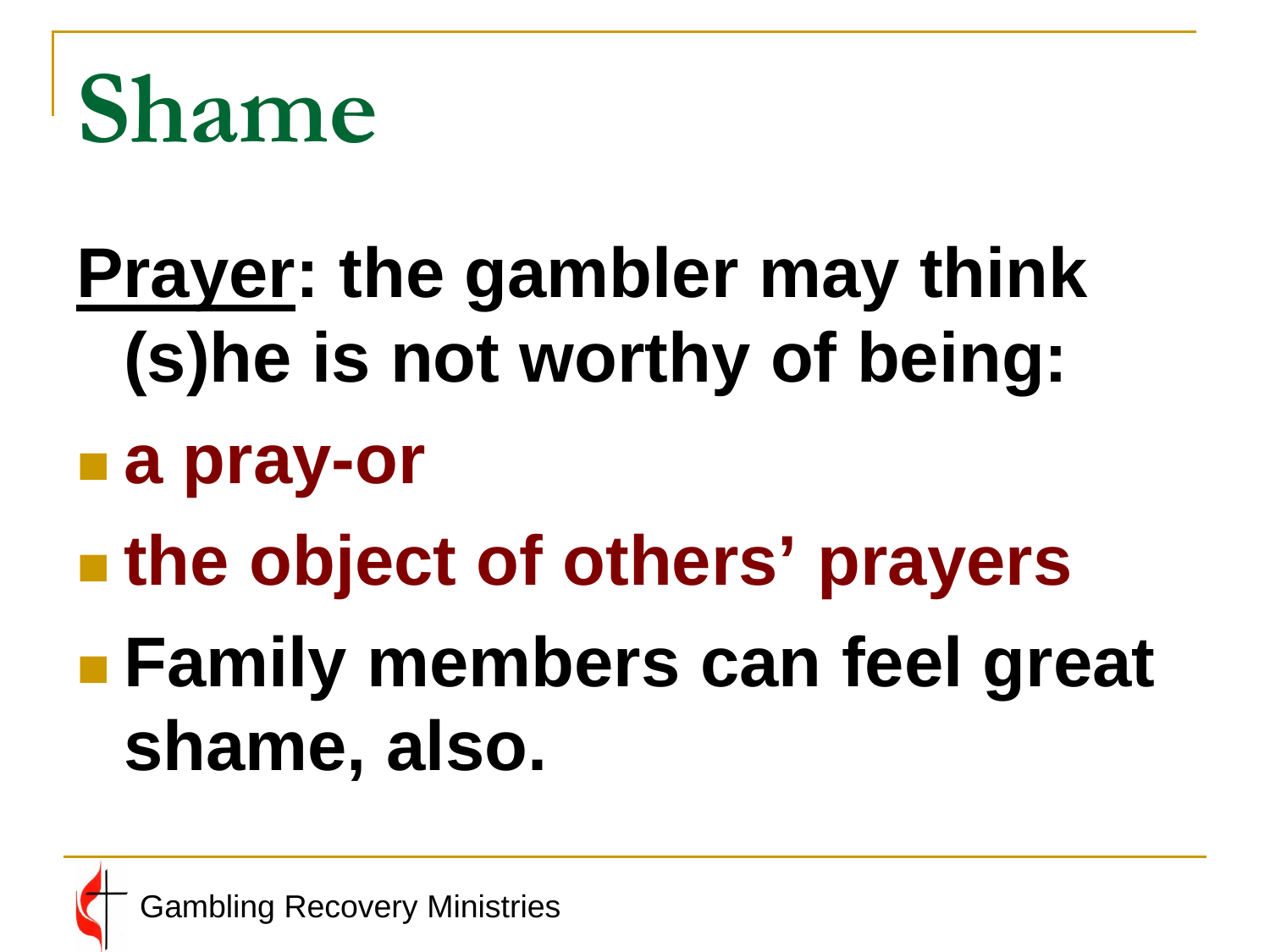# Shame

**<u>Prayer</u>: the gambler may think (s)he is not worthy of being:**

- **a pray-or**
- **the object of others' prayers**
- **Family members can feel great shame, also.**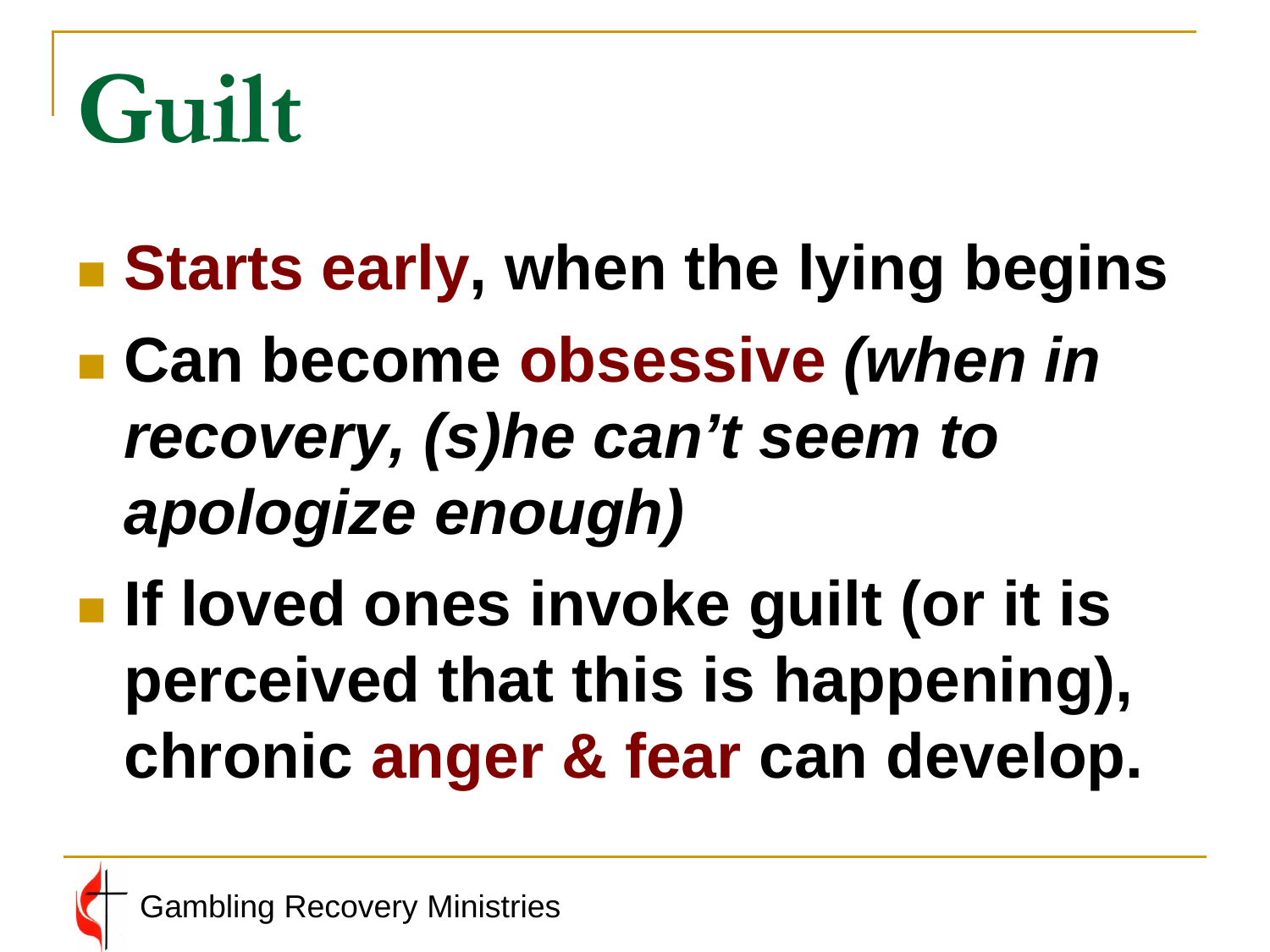# Guilt

- **Starts early, when the lying begins**
- **Can become obsessive *(when in recovery, (s)he can't seem to apologize enough)***
- **If loved ones invoke guilt (or it is perceived that this is happening), chronic anger & fear can develop.**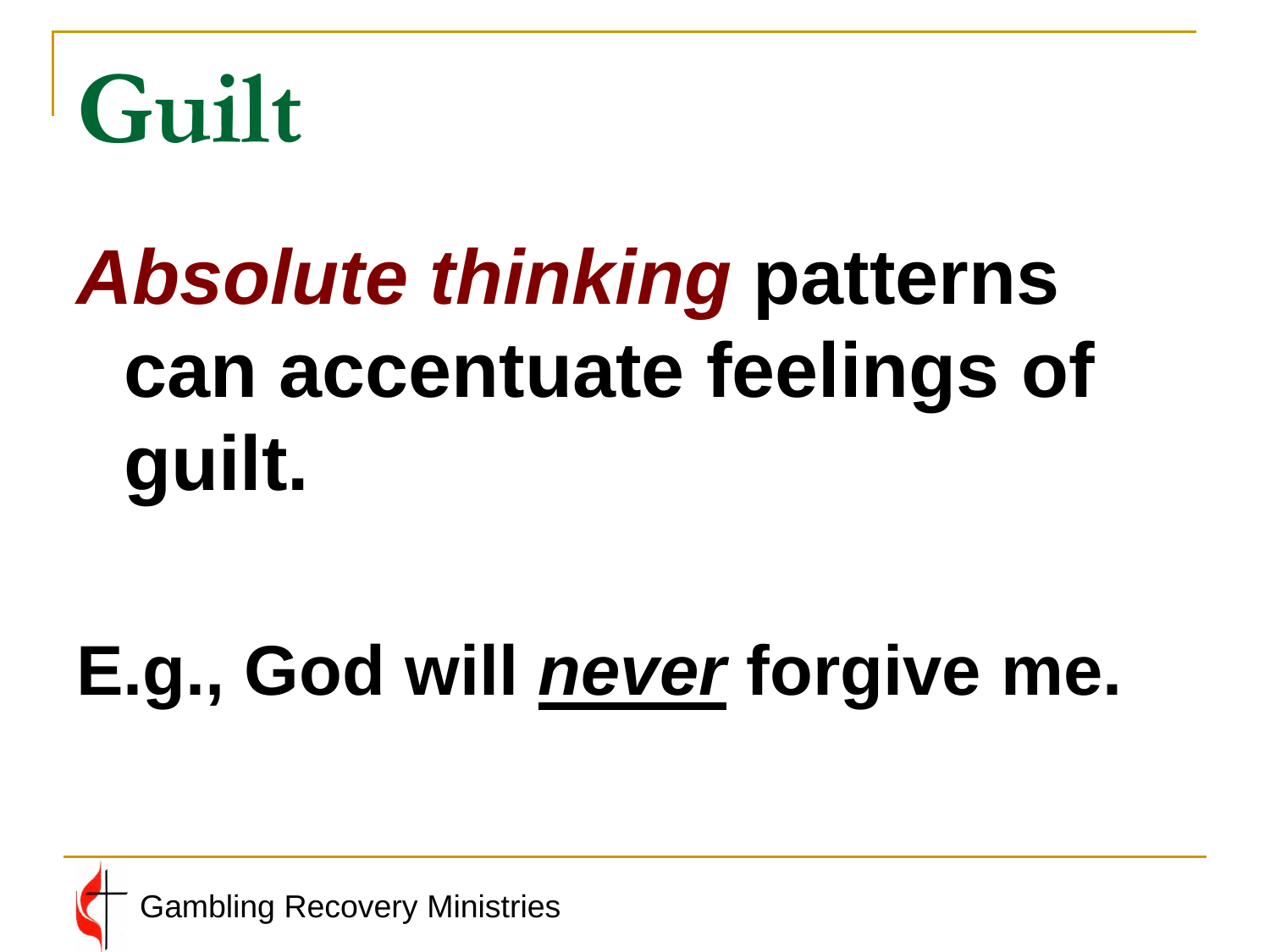# Guilt

***Absolute thinking*** **patterns can accentuate feelings of guilt.**

**E.g., God will *<u>never</u>* forgive me.**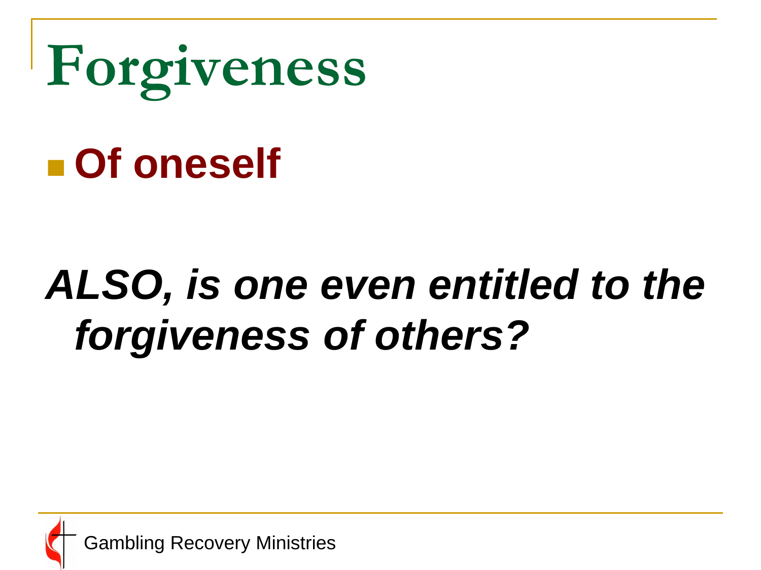# Forgiveness

- **Of oneself**

***ALSO, is one even entitled to the forgiveness of others?***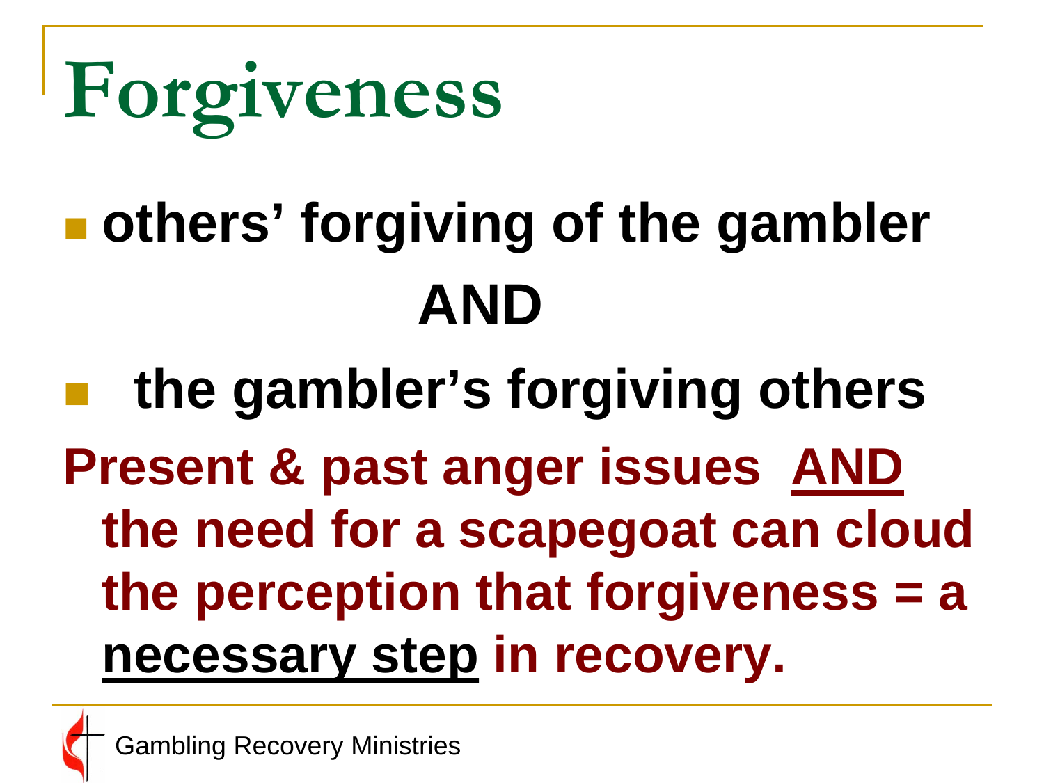# Forgiveness

- **others' forgiving of the gambler**

**AND**

- **the gambler's forgiving others**

**Present & past anger issues AND the need for a scapegoat can cloud the perception that forgiveness = a necessary step in recovery.**

Gambling Recovery Ministries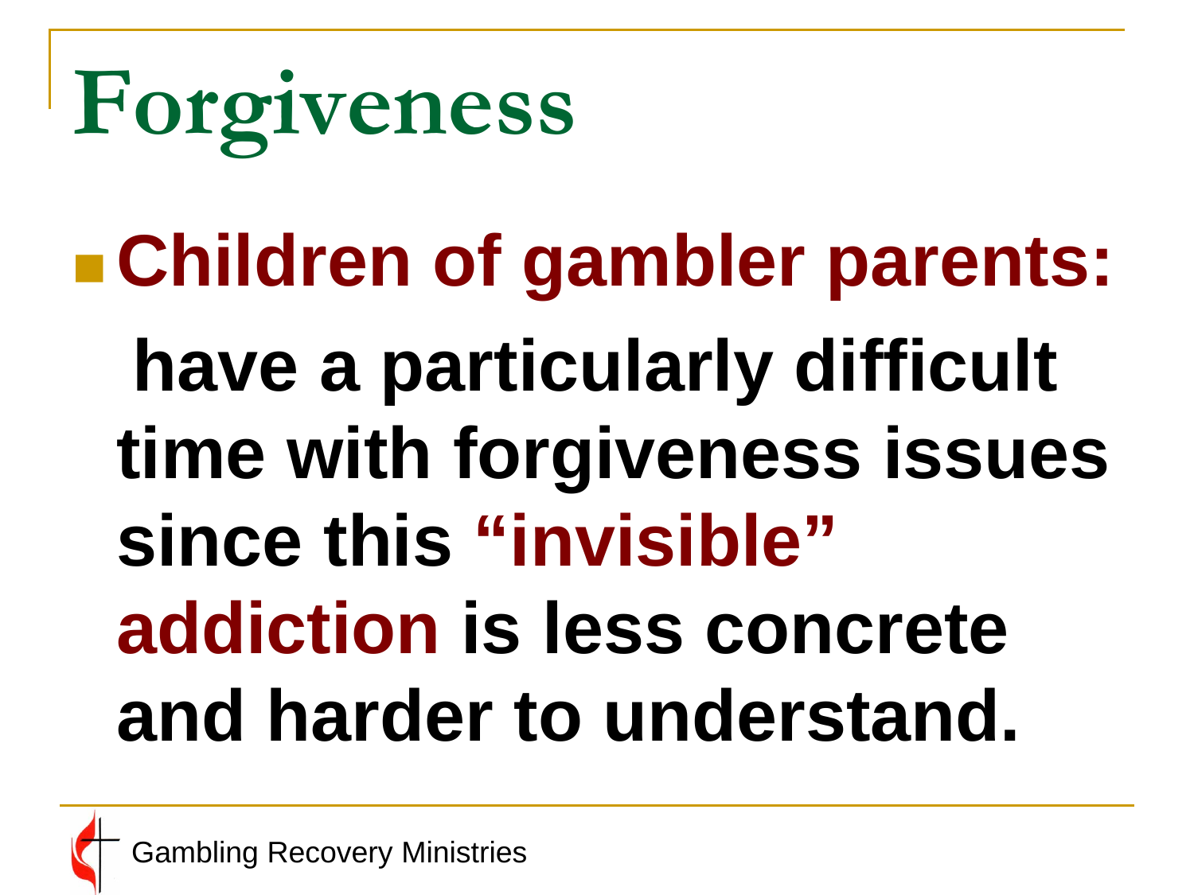# Forgiveness

- **Children of gambler parents:** **have a particularly difficult time with forgiveness issues since this "invisible" addiction is less concrete and harder to understand.**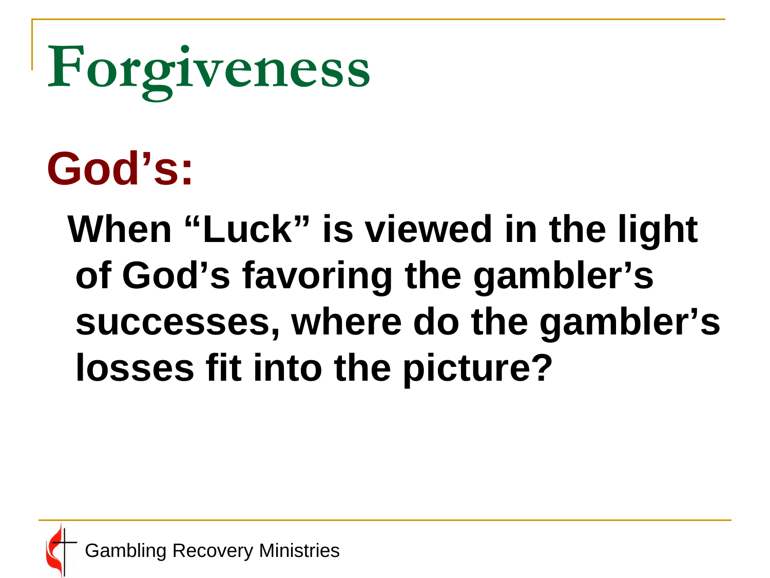# Forgiveness

## God's:

**When "Luck" is viewed in the light of God's favoring the gambler's successes, where do the gambler's losses fit into the picture?**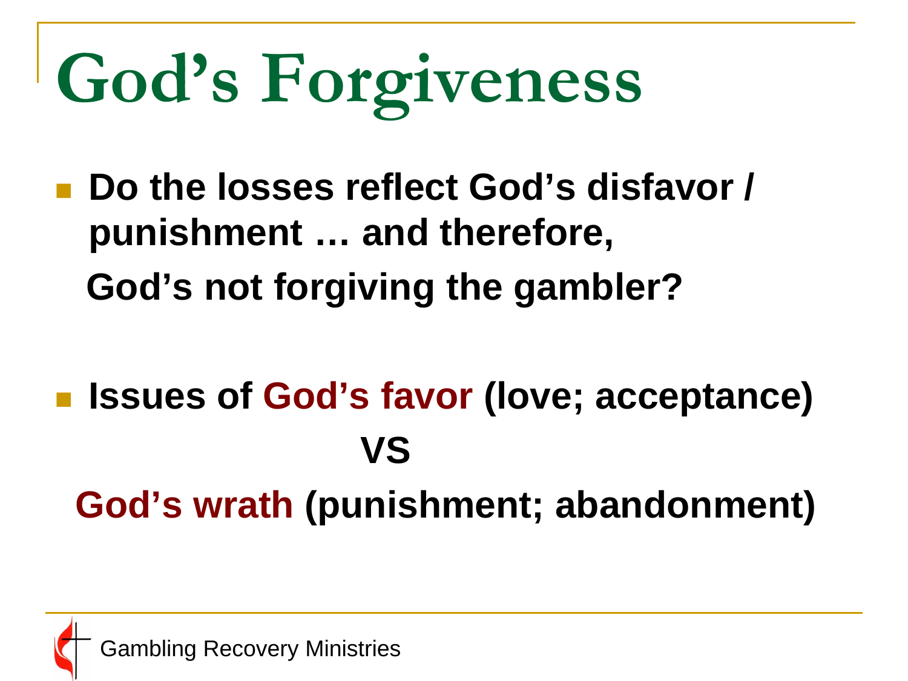# God's Forgiveness

- **Do the losses reflect God's disfavor / punishment … and therefore, God's not forgiving the gambler?**

- **Issues of God's favor (love; acceptance) VS God's wrath (punishment; abandonment)**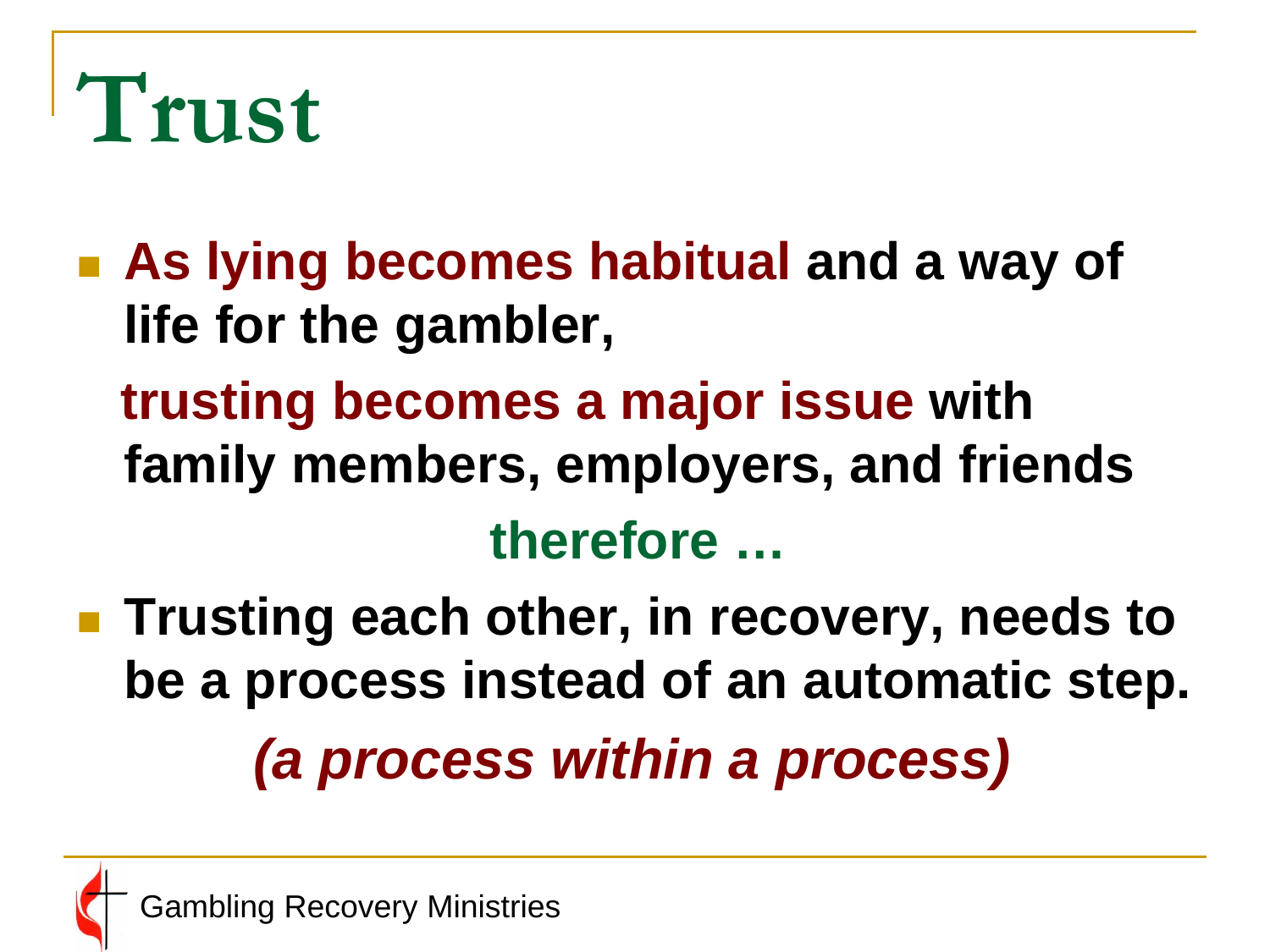# Trust

- **As lying becomes habitual and a way of life for the gambler,**

  **trusting becomes a major issue with family members, employers, and friends**

  **therefore …**

- **Trusting each other, in recovery, needs to be a process instead of an automatic step.**

  ***(a process within a process)***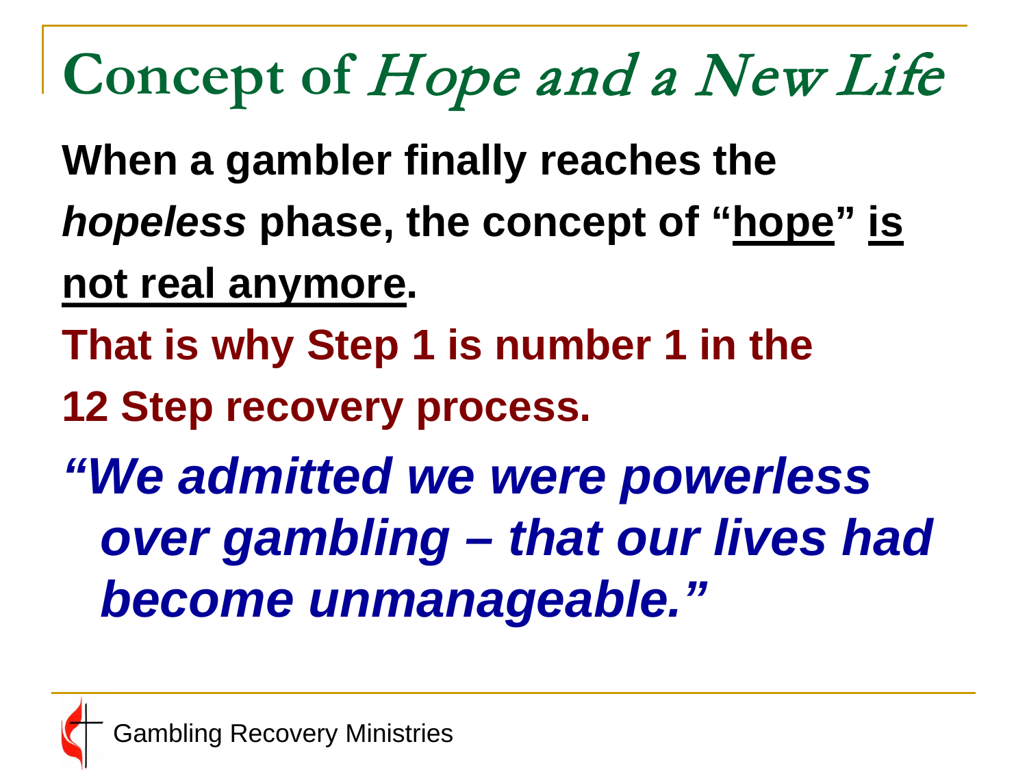# Concept of *Hope and a New Life*

**When a gambler finally reaches the *hopeless* phase, the concept of "<u>hope</u>" <u>is not real anymore</u>.**

**That is why Step 1 is number 1 in the 12 Step recovery process.**

***"We admitted we were powerless over gambling – that our lives had become unmanageable."***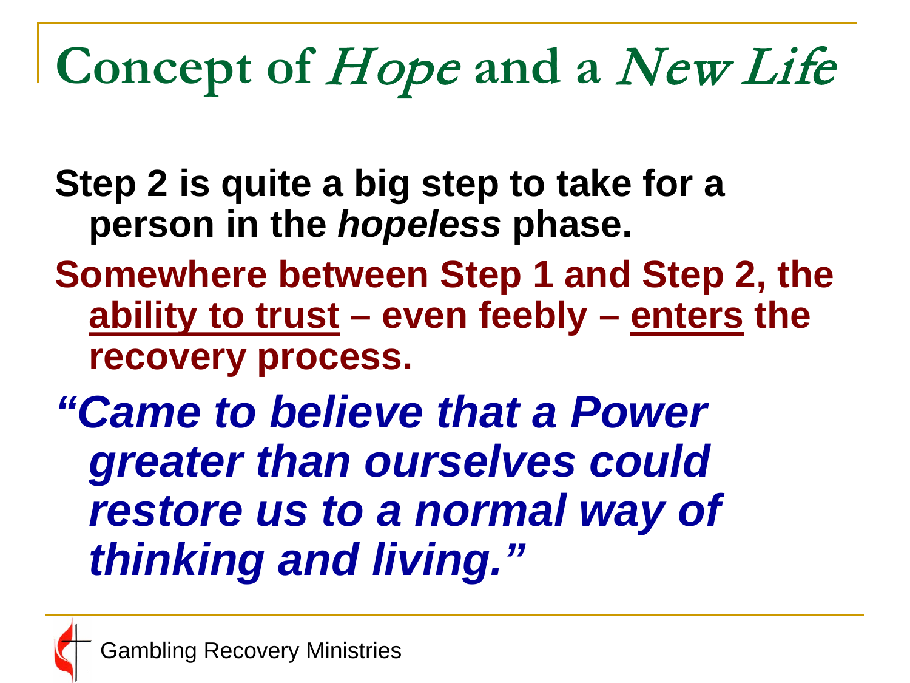# Concept of *Hope* and a *New Life*

**Step 2 is quite a big step to take for a person in the *hopeless* phase.**

**Somewhere between Step 1 and Step 2, the ability to trust – even feebly – enters the recovery process.**

***"Came to believe that a Power greater than ourselves could restore us to a normal way of thinking and living."***

Gambling Recovery Ministries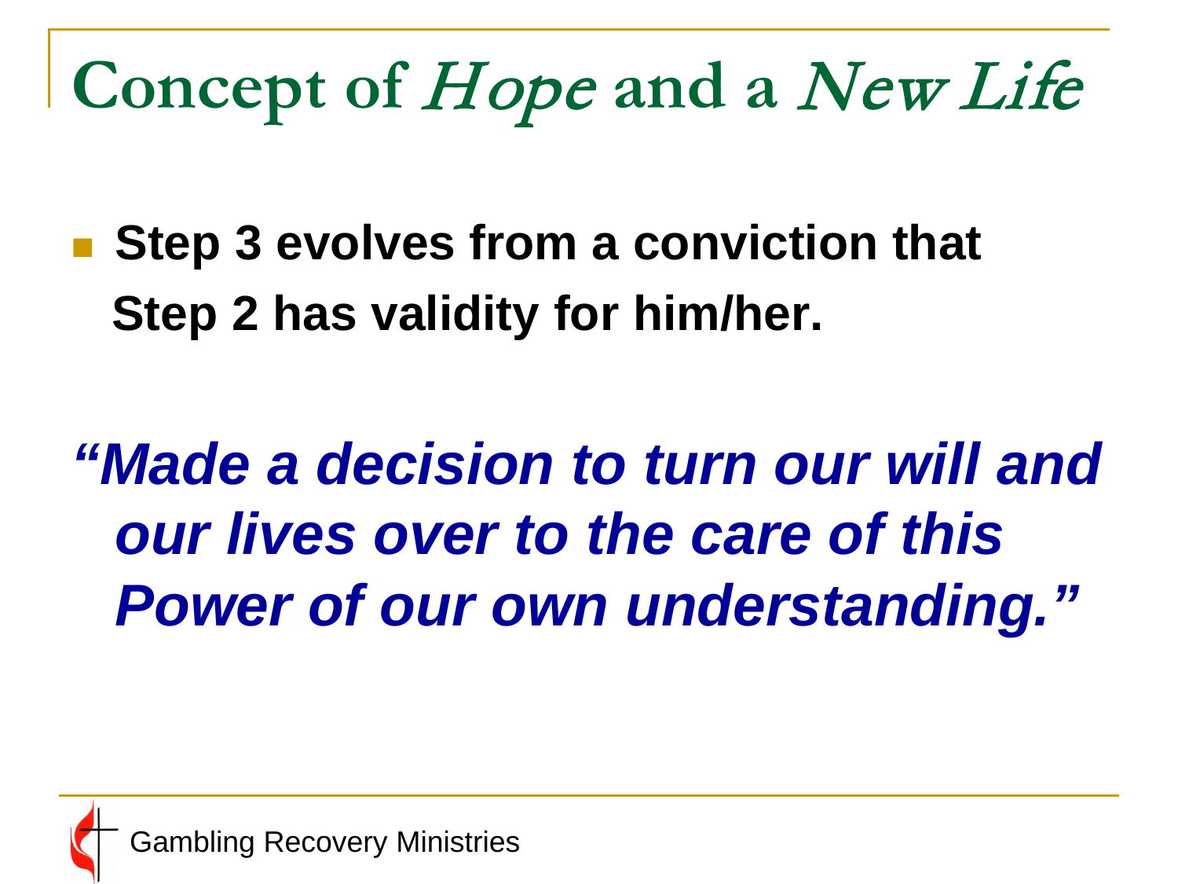# Concept of *Hope* and a *New Life*

- **Step 3 evolves from a conviction that Step 2 has validity for him/her.**

***"Made a decision to turn our will and our lives over to the care of this Power of our own understanding."***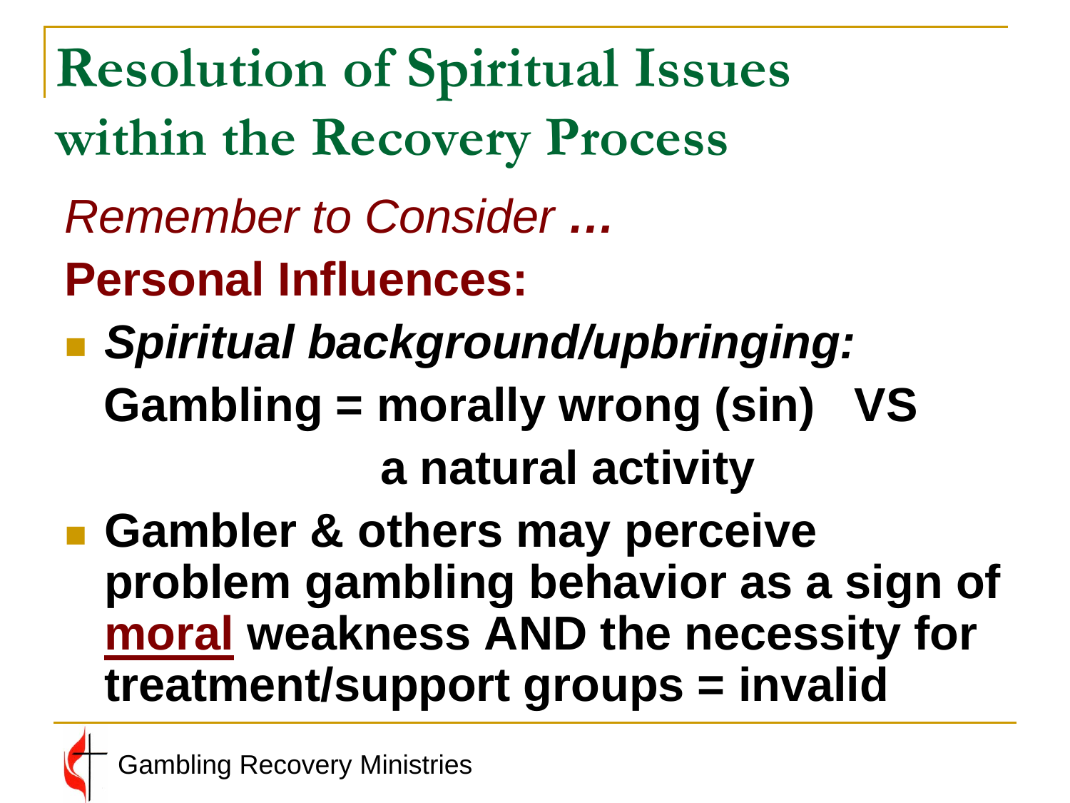# Resolution of Spiritual Issues within the Recovery Process

*Remember to Consider …*

**Personal Influences:**

- ***Spiritual background/upbringing:***
  **Gambling = morally wrong (sin) VS a natural activity**
- **Gambler & others may perceive problem gambling behavior as a sign of moral weakness AND the necessity for treatment/support groups = invalid**

Gambling Recovery Ministries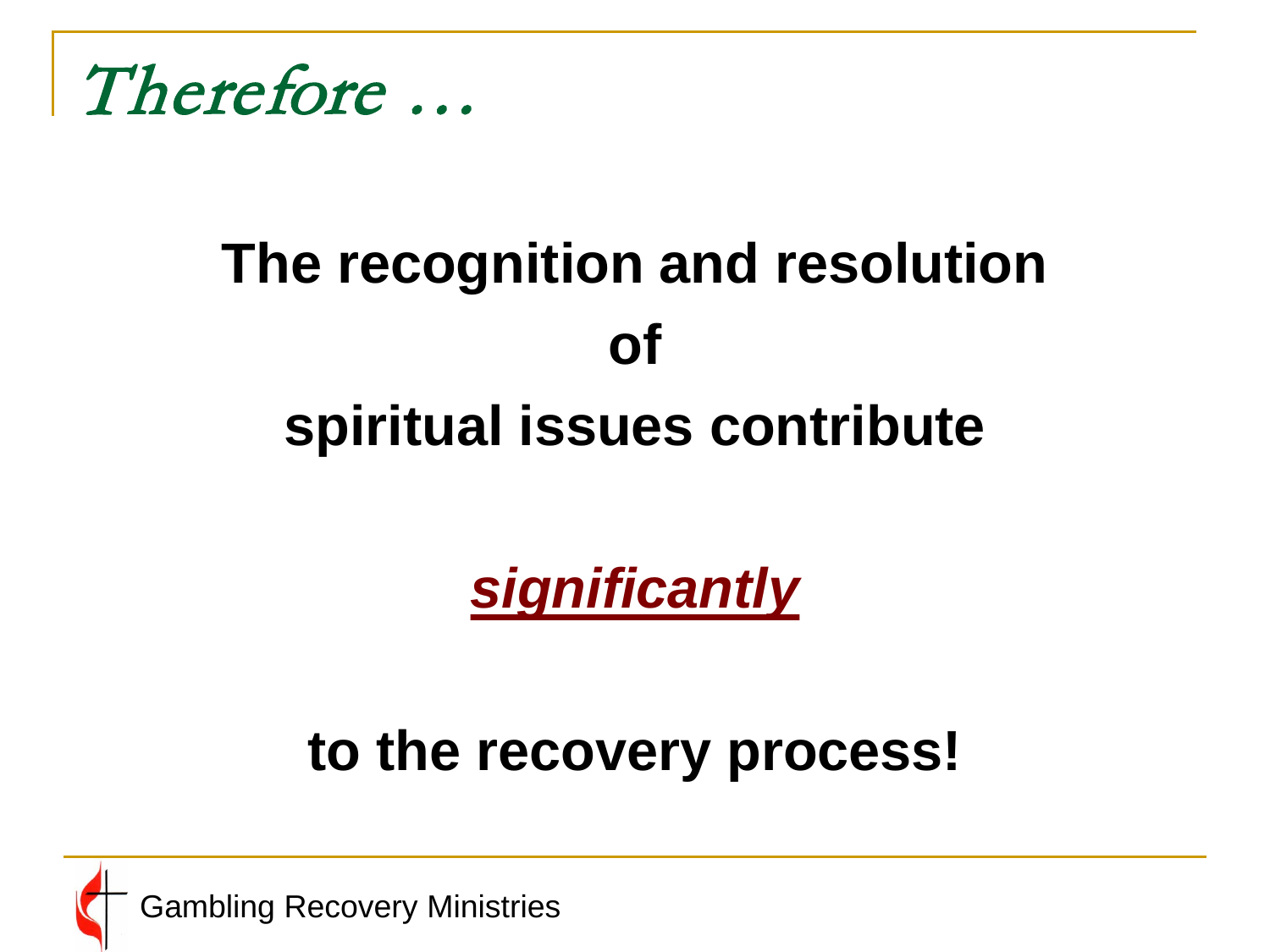# Therefore …

**The recognition and resolution of spiritual issues contribute**

***significantly***

**to the recovery process!**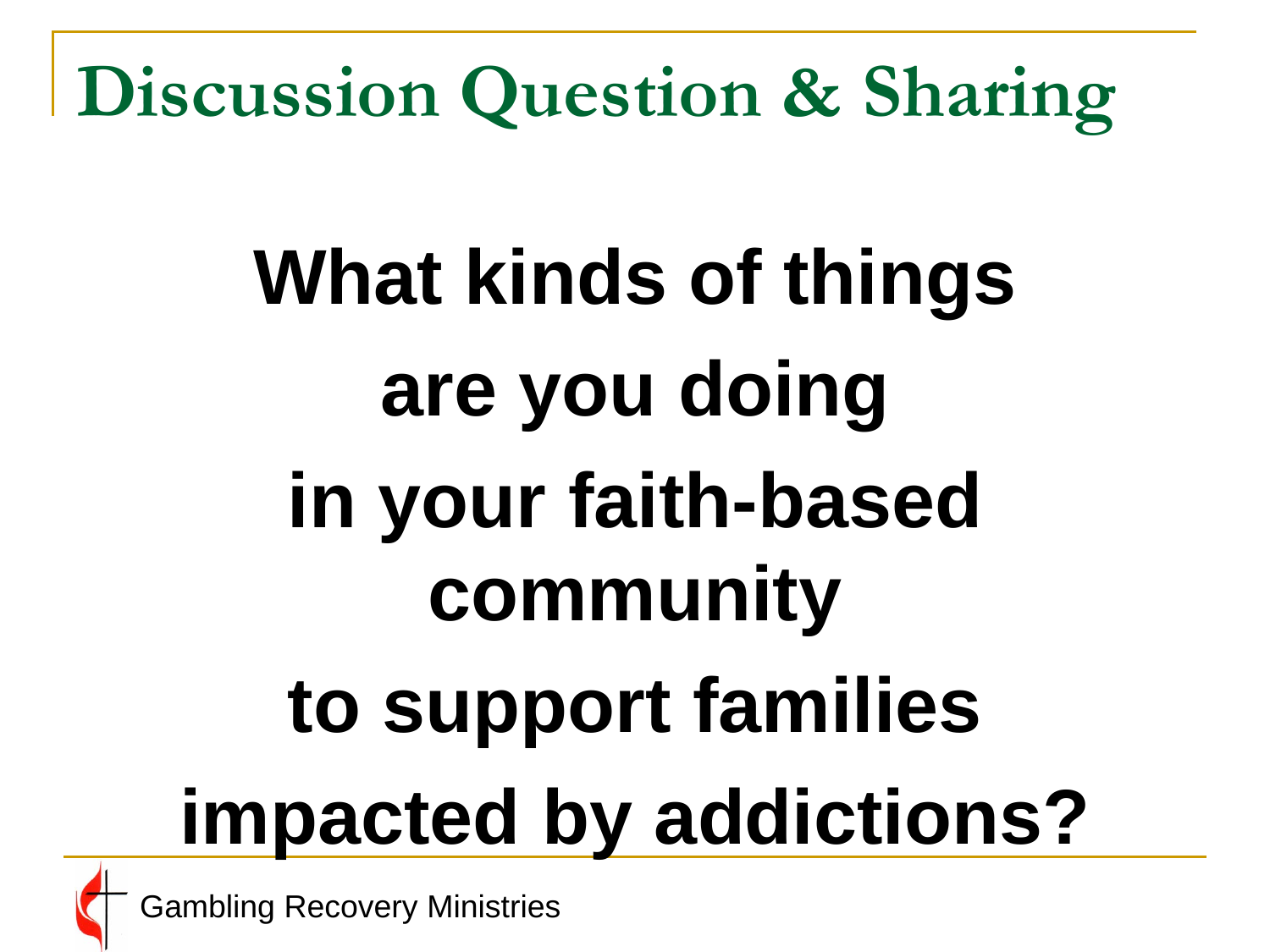# Discussion Question & Sharing

**What kinds of things are you doing in your faith-based community to support families impacted by addictions?**

Gambling Recovery Ministries